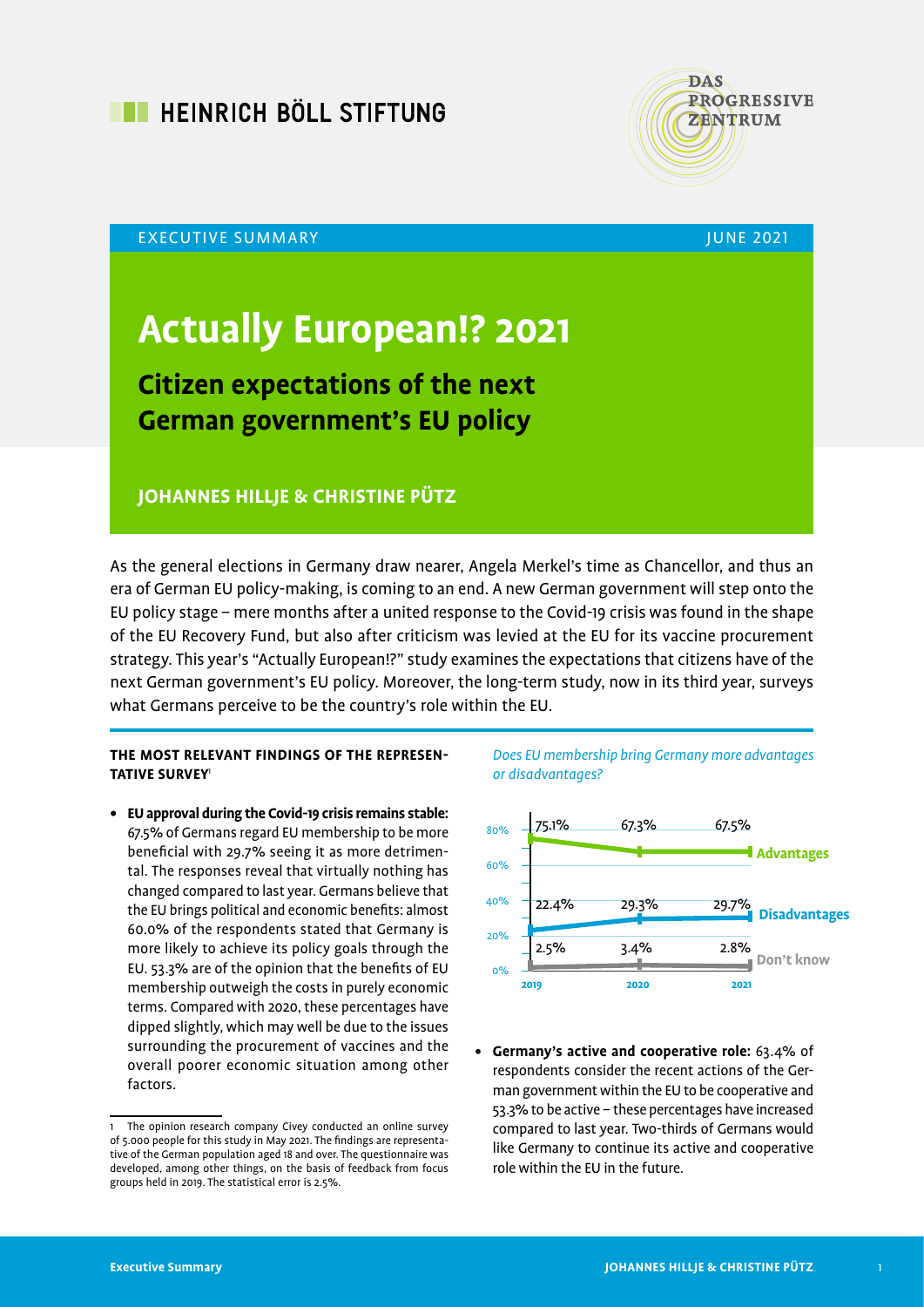HEINRICH BÖLL STIFTUNG

DAS PROGRESSIVE ZENTRUM

EXECUTIVE SUMMARY JUNE 2021

# Actually European!? 2021

## Citizen expectations of the next German government's EU policy

### JOHANNES HILLJE & CHRISTINE PÜTZ

As the general elections in Germany draw nearer, Angela Merkel's time as Chancellor, and thus an era of German EU policy-making, is coming to an end. A new German government will step onto the EU policy stage – mere months after a united response to the Covid-19 crisis was found in the shape of the EU Recovery Fund, but also after criticism was levied at the EU for its vaccine procurement strategy. This year's "Actually European!?" study examines the expectations that citizens have of the next German government's EU policy. Moreover, the long-term study, now in its third year, surveys what Germans perceive to be the country's role within the EU.

#### THE MOST RELEVANT FINDINGS OF THE REPRESENTATIVE SURVEY[1]

- **EU approval during the Covid-19 crisis remains stable:** 67.5% of Germans regard EU membership to be more beneficial with 29.7% seeing it as more detrimental. The responses reveal that virtually nothing has changed compared to last year. Germans believe that the EU brings political and economic benefits: almost 60.0% of the respondents stated that Germany is more likely to achieve its policy goals through the EU. 53.3% are of the opinion that the benefits of EU membership outweigh the costs in purely economic terms. Compared with 2020, these percentages have dipped slightly, which may well be due to the issues surrounding the procurement of vaccines and the overall poorer economic situation among other factors.

*Does EU membership bring Germany more advantages or disadvantages?*

| | 2019 | 2020 | 2021 |
|---|---|---|---|
| Advantages | 75.1% | 67.3% | 67.5% |
| Disadvantages | 22.4% | 29.3% | 29.7% |
| Don't know | 2.5% | 3.4% | 2.8% |

- **Germany's active and cooperative role:** 63.4% of respondents consider the recent actions of the German government within the EU to be cooperative and 53.3% to be active – these percentages have increased compared to last year. Two-thirds of Germans would like Germany to continue its active and cooperative role within the EU in the future.

[1] The opinion research company Civey conducted an online survey of 5.000 people for this study in May 2021. The findings are representative of the German population aged 18 and over. The questionnaire was developed, among other things, on the basis of feedback from focus groups held in 2019. The statistical error is 2.5%.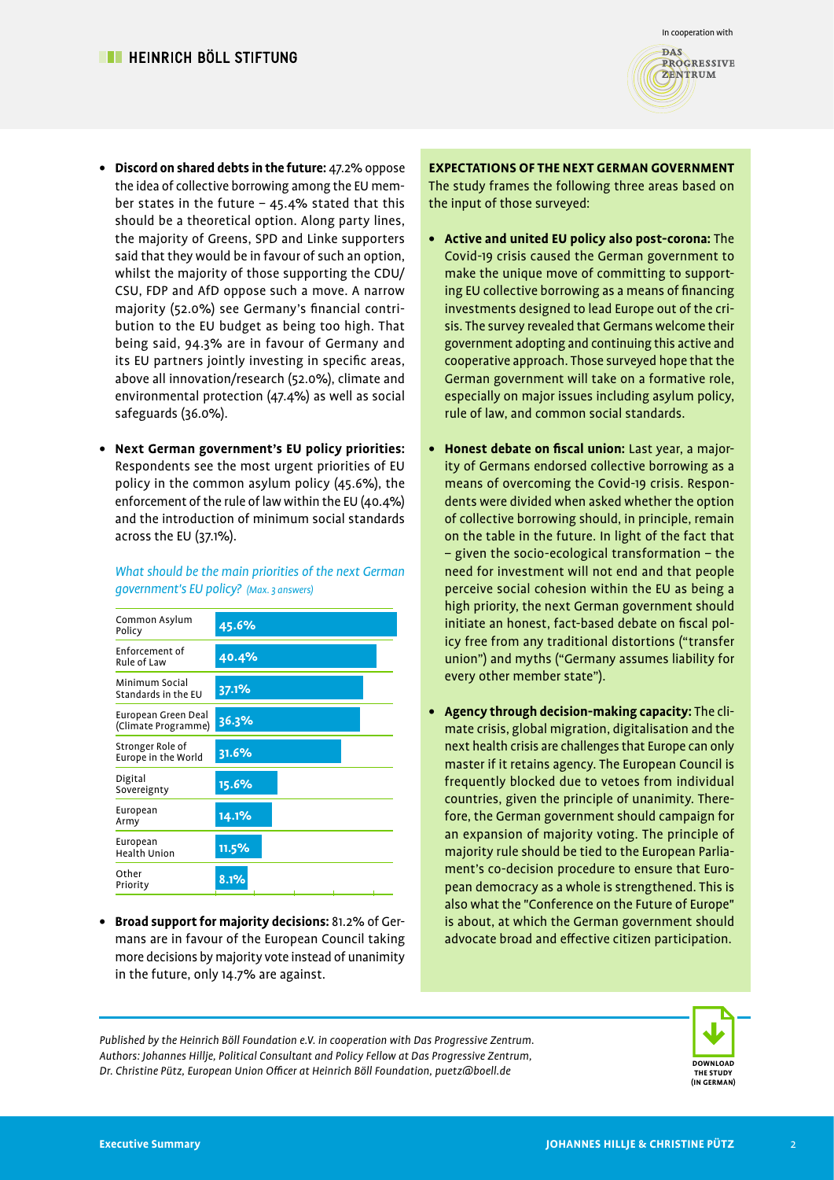- **Discord on shared debts in the future:** 47.2% oppose the idea of collective borrowing among the EU member states in the future – 45.4% stated that this should be a theoretical option. Along party lines, the majority of Greens, SPD and Linke supporters said that they would be in favour of such an option, whilst the majority of those supporting the CDU/CSU, FDP and AfD oppose such a move. A narrow majority (52.0%) see Germany's financial contribution to the EU budget as being too high. That being said, 94.3% are in favour of Germany and its EU partners jointly investing in specific areas, above all innovation/research (63.6%), climate and environmental protection (47.4%) as well as social safeguards (36.0%).

- **Next German government's EU policy priorities:** Respondents see the most urgent priorities of EU policy in the common asylum policy (45.6%), the enforcement of the rule of law within the EU (40.4%) and the introduction of minimum social standards across the EU (37.1%).

*What should be the main priorities of the next German government's EU policy? (Max. 3 answers)*

Common Asylum Policy 45.6%
Enforcement of Rule of Law 40.4%
Minimum Social Standards in the EU 37.1%
European Green Deal (Climate Programme) 36.3%
Stronger Role of Europe in the World 31.6%
Digital Sovereignty 15.6%
European Army 14.1%
European Health Union 11.5%
Other Priority 8.1%

- **Broad support for majority decisions:** 81.2% of Germans are in favour of the European Council taking more decisions by majority vote instead of unanimity in the future, only 14.7% are against.

**EXPECTATIONS OF THE NEXT GERMAN GOVERNMENT**

The study frames the following three areas based on the input of those surveyed:

- **Active and united EU policy also post-corona:** The Covid-19 crisis caused the German government to make the unique move of committing to supporting EU collective borrowing as a means of financing investments designed to lead Europe out of the crisis. The survey revealed that Germans welcome their government adopting and continuing this active and cooperative approach. Those surveyed hope that the German government will take on a formative role, especially on major issues including asylum policy, rule of law, and common social standards.

- **Honest debate on fiscal union:** Last year, a majority of Germans endorsed collective borrowing as a means of overcoming the Covid-19 crisis. Respondents were divided when asked whether the option of collective borrowing should, in principle, remain on the table in the future. In light of the fact that – given the socio-ecological transformation – the need for investment will not end and that people perceive social cohesion within the EU as being a high priority, the next German government should initiate an honest, fact-based debate on fiscal policy free from any traditional distortions ("transfer union") and myths ("Germany assumes liability for every other member state").

- **Agency through decision-making capacity:** The climate crisis, global migration, digitalisation and the next health crisis are challenges that Europe can only master if it retains agency. The European Council is frequently blocked due to vetoes from individual countries, given the principle of unanimity. Therefore, the German government should campaign for an expansion of majority voting. The principle of majority rule should be tied to the European Parliament's co-decision procedure to ensure that European democracy as a whole is strengthened. This is also what the "Conference on the Future of Europe" is about, at which the German government should advocate broad and effective citizen participation.

*Published by the Heinrich Böll Foundation e.V. in cooperation with Das Progressive Zentrum.*
*Authors: Johannes Hillje, Political Consultant and Policy Fellow at Das Progressive Zentrum,*
*Dr. Christine Pütz, European Union Officer at Heinrich Böll Foundation, puetz@boell.de*

DOWNLOAD THE STUDY (IN GERMAN)